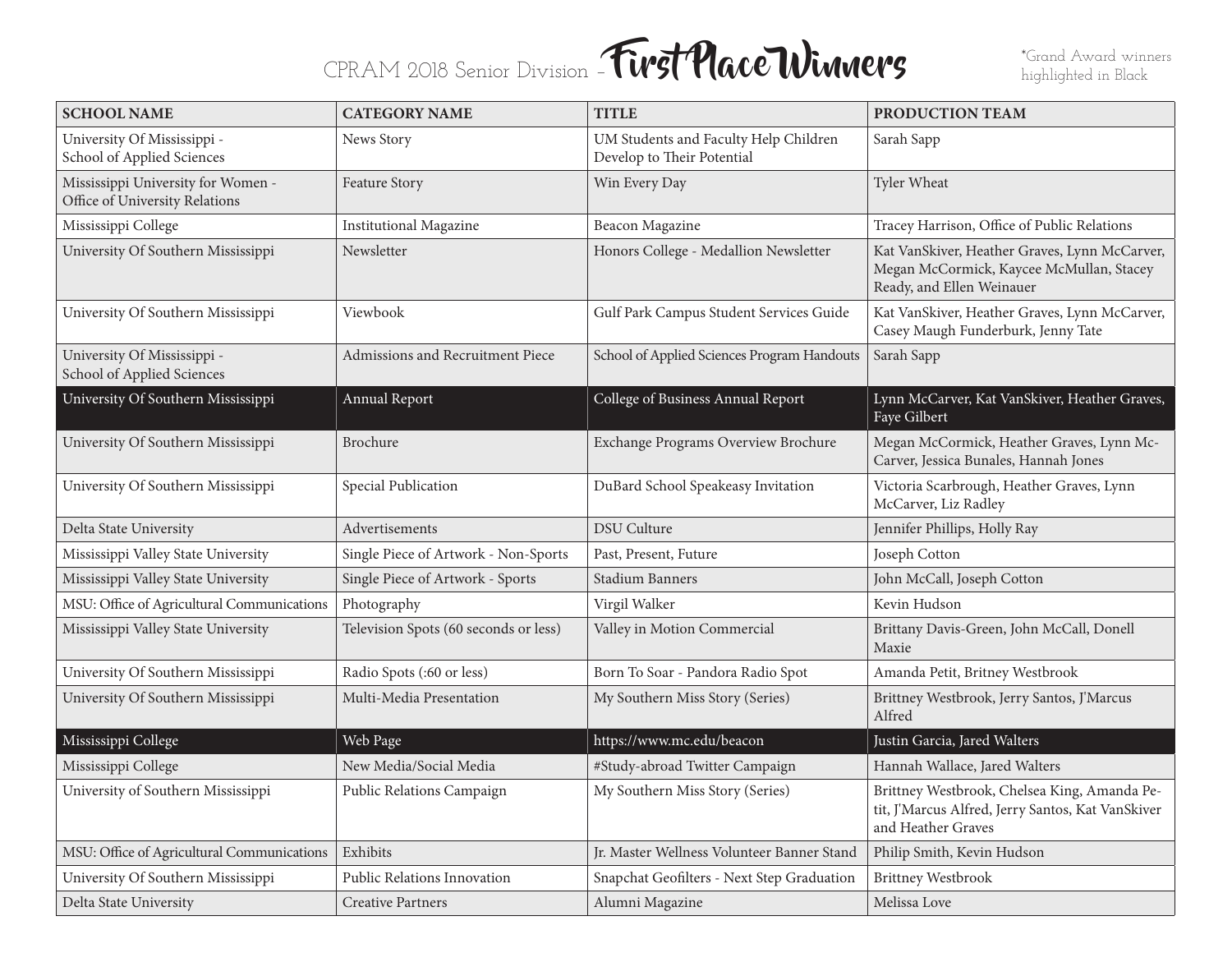# CPRAM 2018 Senior Division - First Place Winners

*Grand Award winners highlighted in Black

| SCHOOL NAME | CATEGORY NAME | TITLE | PRODUCTION TEAM |
|---|---|---|---|
| University Of Mississippi - School of Applied Sciences | News Story | UM Students and Faculty Help Children Develop to Their Potential | Sarah Sapp |
| Mississippi University for Women - Office of University Relations | Feature Story | Win Every Day | Tyler Wheat |
| Mississippi College | Institutional Magazine | Beacon Magazine | Tracey Harrison, Office of Public Relations |
| University Of Southern Mississippi | Newsletter | Honors College - Medallion Newsletter | Kat VanSkiver, Heather Graves, Lynn McCarver, Megan McCormick, Kaycee McMullan, Stacey Ready, and Ellen Weinauer |
| University Of Southern Mississippi | Viewbook | Gulf Park Campus Student Services Guide | Kat VanSkiver, Heather Graves, Lynn McCarver, Casey Maugh Funderburk, Jenny Tate |
| University Of Mississippi - School of Applied Sciences | Admissions and Recruitment Piece | School of Applied Sciences Program Handouts | Sarah Sapp |
| University Of Southern Mississippi | Annual Report | College of Business Annual Report | Lynn McCarver, Kat VanSkiver, Heather Graves, Faye Gilbert |
| University Of Southern Mississippi | Brochure | Exchange Programs Overview Brochure | Megan McCormick, Heather Graves, Lynn McCarver, Jessica Bunales, Hannah Jones |
| University Of Southern Mississippi | Special Publication | DuBard School Speakeasy Invitation | Victoria Scarbrough, Heather Graves, Lynn McCarver, Liz Radley |
| Delta State University | Advertisements | DSU Culture | Jennifer Phillips, Holly Ray |
| Mississippi Valley State University | Single Piece of Artwork - Non-Sports | Past, Present, Future | Joseph Cotton |
| Mississippi Valley State University | Single Piece of Artwork - Sports | Stadium Banners | John McCall, Joseph Cotton |
| MSU: Office of Agricultural Communications | Photography | Virgil Walker | Kevin Hudson |
| Mississippi Valley State University | Television Spots (60 seconds or less) | Valley in Motion Commercial | Brittany Davis-Green, John McCall, Donell Maxie |
| University Of Southern Mississippi | Radio Spots (:60 or less) | Born To Soar - Pandora Radio Spot | Amanda Petit, Britney Westbrook |
| University Of Southern Mississippi | Multi-Media Presentation | My Southern Miss Story (Series) | Brittney Westbrook, Jerry Santos, J'Marcus Alfred |
| Mississippi College | Web Page | https://www.mc.edu/beacon | Justin Garcia, Jared Walters |
| Mississippi College | New Media/Social Media | #Study-abroad Twitter Campaign | Hannah Wallace, Jared Walters |
| University of Southern Mississippi | Public Relations Campaign | My Southern Miss Story (Series) | Brittney Westbrook, Chelsea King, Amanda Petit, J'Marcus Alfred, Jerry Santos, Kat VanSkiver and Heather Graves |
| MSU: Office of Agricultural Communications | Exhibits | Jr. Master Wellness Volunteer Banner Stand | Philip Smith, Kevin Hudson |
| University Of Southern Mississippi | Public Relations Innovation | Snapchat Geofilters - Next Step Graduation | Brittney Westbrook |
| Delta State University | Creative Partners | Alumni Magazine | Melissa Love |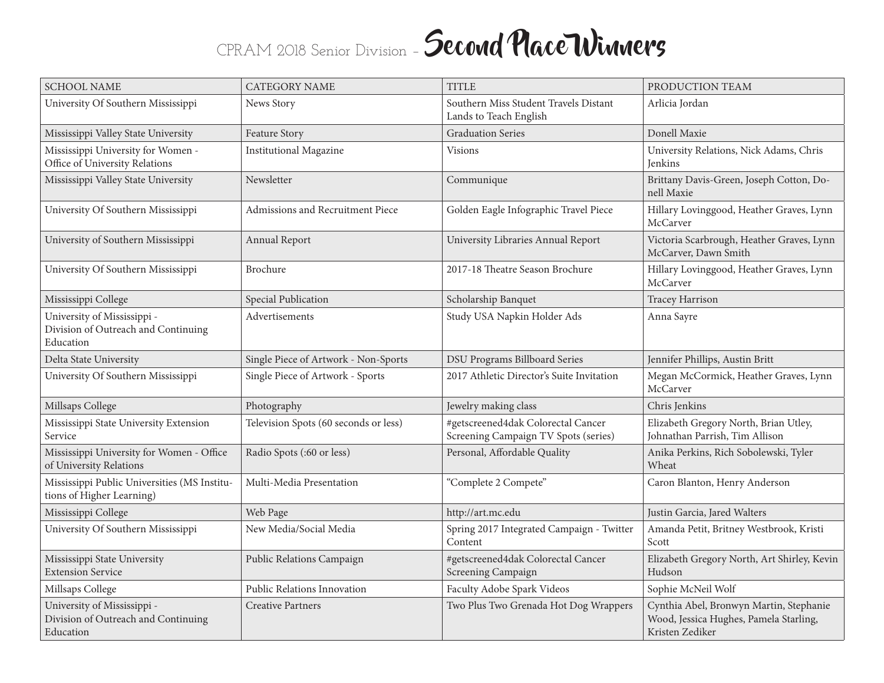# CPRAM 2018 Senior Division - Second Place Winners

| SCHOOL NAME | CATEGORY NAME | TITLE | PRODUCTION TEAM |
|---|---|---|---|
| University Of Southern Mississippi | News Story | Southern Miss Student Travels Distant Lands to Teach English | Arlicia Jordan |
| Mississippi Valley State University | Feature Story | Graduation Series | Donell Maxie |
| Mississippi University for Women - Office of University Relations | Institutional Magazine | Visions | University Relations, Nick Adams, Chris Jenkins |
| Mississippi Valley State University | Newsletter | Communique | Brittany Davis-Green, Joseph Cotton, Donell Maxie |
| University Of Southern Mississippi | Admissions and Recruitment Piece | Golden Eagle Infographic Travel Piece | Hillary Lovinggood, Heather Graves, Lynn McCarver |
| University of Southern Mississippi | Annual Report | University Libraries Annual Report | Victoria Scarbrough, Heather Graves, Lynn McCarver, Dawn Smith |
| University Of Southern Mississippi | Brochure | 2017-18 Theatre Season Brochure | Hillary Lovinggood, Heather Graves, Lynn McCarver |
| Mississippi College | Special Publication | Scholarship Banquet | Tracey Harrison |
| University of Mississippi - Division of Outreach and Continuing Education | Advertisements | Study USA Napkin Holder Ads | Anna Sayre |
| Delta State University | Single Piece of Artwork - Non-Sports | DSU Programs Billboard Series | Jennifer Phillips, Austin Britt |
| University Of Southern Mississippi | Single Piece of Artwork - Sports | 2017 Athletic Director's Suite Invitation | Megan McCormick, Heather Graves, Lynn McCarver |
| Millsaps College | Photography | Jewelry making class | Chris Jenkins |
| Mississippi State University Extension Service | Television Spots (60 seconds or less) | #getscreened4dak Colorectal Cancer Screening Campaign TV Spots (series) | Elizabeth Gregory North, Brian Utley, Johnathan Parrish, Tim Allison |
| Mississippi University for Women - Office of University Relations | Radio Spots (:60 or less) | Personal, Affordable Quality | Anika Perkins, Rich Sobolewski, Tyler Wheat |
| Mississippi Public Universities (MS Institutions of Higher Learning) | Multi-Media Presentation | "Complete 2 Compete" | Caron Blanton, Henry Anderson |
| Mississippi College | Web Page | http://art.mc.edu | Justin Garcia, Jared Walters |
| University Of Southern Mississippi | New Media/Social Media | Spring 2017 Integrated Campaign - Twitter Content | Amanda Petit, Britney Westbrook, Kristi Scott |
| Mississippi State University Extension Service | Public Relations Campaign | #getscreened4dak Colorectal Cancer Screening Campaign | Elizabeth Gregory North, Art Shirley, Kevin Hudson |
| Millsaps College | Public Relations Innovation | Faculty Adobe Spark Videos | Sophie McNeil Wolf |
| University of Mississippi - Division of Outreach and Continuing Education | Creative Partners | Two Plus Two Grenada Hot Dog Wrappers | Cynthia Abel, Bronwyn Martin, Stephanie Wood, Jessica Hughes, Pamela Starling, Kristen Zediker |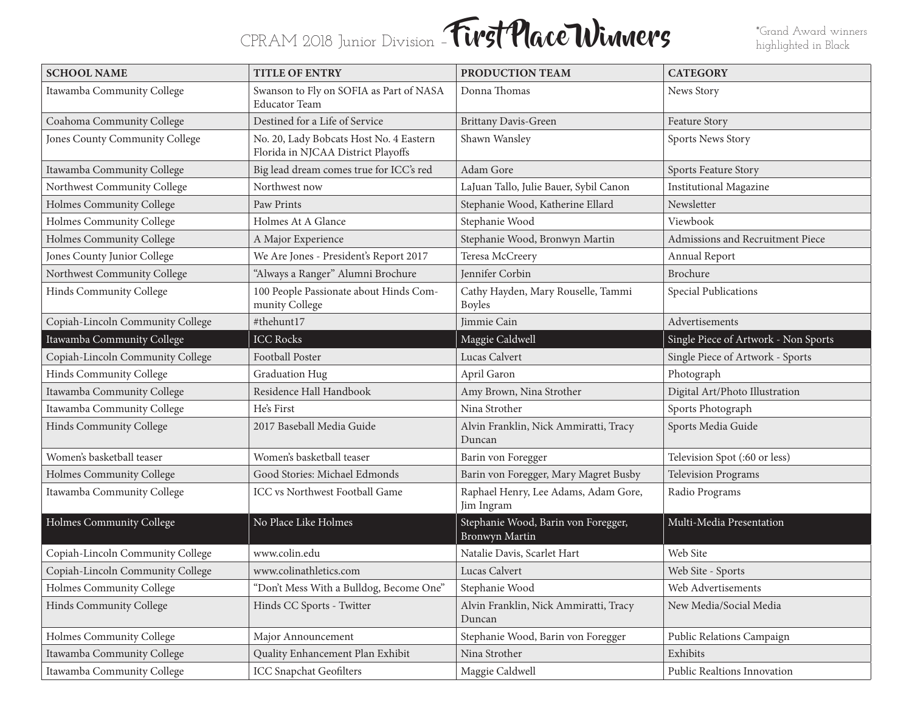# CPRAM 2018 Junior Division - First Place Winners

*Grand Award winners highlighted in Black

| SCHOOL NAME | TITLE OF ENTRY | PRODUCTION TEAM | CATEGORY |
|---|---|---|---|
| Itawamba Community College | Swanson to Fly on SOFIA as Part of NASA Educator Team | Donna Thomas | News Story |
| Coahoma Community College | Destined for a Life of Service | Brittany Davis-Green | Feature Story |
| Jones County Community College | No. 20, Lady Bobcats Host No. 4 Eastern Florida in NJCAA District Playoffs | Shawn Wansley | Sports News Story |
| Itawamba Community College | Big lead dream comes true for ICC's red | Adam Gore | Sports Feature Story |
| Northwest Community College | Northwest now | LaJuan Tallo, Julie Bauer, Sybil Canon | Institutional Magazine |
| Holmes Community College | Paw Prints | Stephanie Wood, Katherine Ellard | Newsletter |
| Holmes Community College | Holmes At A Glance | Stephanie Wood | Viewbook |
| Holmes Community College | A Major Experience | Stephanie Wood, Bronwyn Martin | Admissions and Recruitment Piece |
| Jones County Junior College | We Are Jones - President's Report 2017 | Teresa McCreery | Annual Report |
| Northwest Community College | "Always a Ranger" Alumni Brochure | Jennifer Corbin | Brochure |
| Hinds Community College | 100 People Passionate about Hinds Community College | Cathy Hayden, Mary Rousele, Tammi Boyles | Special Publications |
| Copiah-Lincoln Community College | #thehunt17 | Jimmie Cain | Advertisements |
| Itawamba Community College | ICC Rocks | Maggie Caldwell | Single Piece of Artwork - Non Sports |
| Copiah-Lincoln Community College | Football Poster | Lucas Calvert | Single Piece of Artwork - Sports |
| Hinds Community College | Graduation Hug | April Garon | Photograph |
| Itawamba Community College | Residence Hall Handbook | Amy Brown, Nina Strother | Digital Art/Photo Illustration |
| Itawamba Community College | He's First | Nina Strother | Sports Photograph |
| Hinds Community College | 2017 Baseball Media Guide | Alvin Franklin, Nick Ammiratti, Tracy Duncan | Sports Media Guide |
| Women's basketball teaser | Women's basketball teaser | Barin von Foregger | Television Spot (:60 or less) |
| Holmes Community College | Good Stories: Michael Edmonds | Barin von Foregger, Mary Magret Busby | Television Programs |
| Itawamba Community College | ICC vs Northwest Football Game | Raphael Henry, Lee Adams, Adam Gore, Jim Ingram | Radio Programs |
| Holmes Community College | No Place Like Holmes | Stephanie Wood, Barin von Foregger, Bronwyn Martin | Multi-Media Presentation |
| Copiah-Lincoln Community College | www.colin.edu | Natalie Davis, Scarlet Hart | Web Site |
| Copiah-Lincoln Community College | www.colinathletics.com | Lucas Calvert | Web Site - Sports |
| Holmes Community College | "Don't Mess With a Bulldog, Become One" | Stephanie Wood | Web Advertisements |
| Hinds Community College | Hinds CC Sports - Twitter | Alvin Franklin, Nick Ammiratti, Tracy Duncan | New Media/Social Media |
| Holmes Community College | Major Announcement | Stephanie Wood, Barin von Foregger | Public Relations Campaign |
| Itawamba Community College | Quality Enhancement Plan Exhibit | Nina Strother | Exhibits |
| Itawamba Community College | ICC Snapchat Geofilters | Maggie Caldwell | Public Realtions Innovation |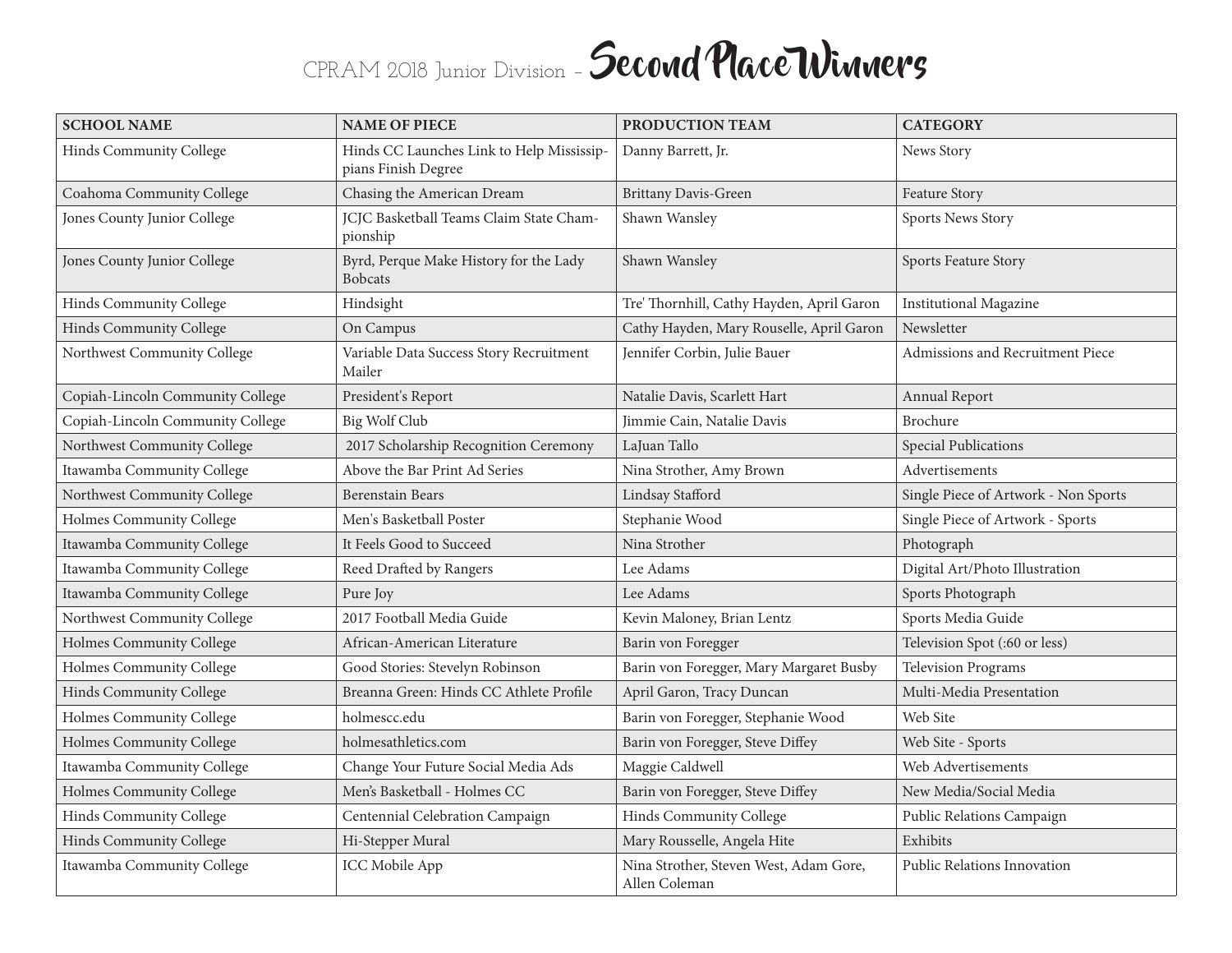# CPRAM 2018 Junior Division - Second Place Winners

| SCHOOL NAME | NAME OF PIECE | PRODUCTION TEAM | CATEGORY |
| --- | --- | --- | --- |
| Hinds Community College | Hinds CC Launches Link to Help Mississippians Finish Degree | Danny Barrett, Jr. | News Story |
| Coahoma Community College | Chasing the American Dream | Brittany Davis-Green | Feature Story |
| Jones County Junior College | JCJC Basketball Teams Claim State Championship | Shawn Wansley | Sports News Story |
| Jones County Junior College | Byrd, Perque Make History for the Lady Bobcats | Shawn Wansley | Sports Feature Story |
| Hinds Community College | Hindsight | Tre' Thornhill, Cathy Hayden, April Garon | Institutional Magazine |
| Hinds Community College | On Campus | Cathy Hayden, Mary Rouselle, April Garon | Newsletter |
| Northwest Community College | Variable Data Success Story Recruitment Mailer | Jennifer Corbin, Julie Bauer | Admissions and Recruitment Piece |
| Copiah-Lincoln Community College | President's Report | Natalie Davis, Scarlett Hart | Annual Report |
| Copiah-Lincoln Community College | Big Wolf Club | Jimmie Cain, Natalie Davis | Brochure |
| Northwest Community College | 2017 Scholarship Recognition Ceremony | LaJuan Tallo | Special Publications |
| Itawamba Community College | Above the Bar Print Ad Series | Nina Strother, Amy Brown | Advertisements |
| Northwest Community College | Berenstain Bears | Lindsay Stafford | Single Piece of Artwork - Non Sports |
| Holmes Community College | Men's Basketball Poster | Stephanie Wood | Single Piece of Artwork - Sports |
| Itawamba Community College | It Feels Good to Succeed | Nina Strother | Photograph |
| Itawamba Community College | Reed Drafted by Rangers | Lee Adams | Digital Art/Photo Illustration |
| Itawamba Community College | Pure Joy | Lee Adams | Sports Photograph |
| Northwest Community College | 2017 Football Media Guide | Kevin Maloney, Brian Lentz | Sports Media Guide |
| Holmes Community College | African-American Literature | Barin von Foregger | Television Spot (:60 or less) |
| Holmes Community College | Good Stories: Stevelyn Robinson | Barin von Foregger, Mary Margaret Busby | Television Programs |
| Hinds Community College | Breanna Green: Hinds CC Athlete Profile | April Garon, Tracy Duncan | Multi-Media Presentation |
| Holmes Community College | holmescc.edu | Barin von Foregger, Stephanie Wood | Web Site |
| Holmes Community College | holmesathletics.com | Barin von Foregger, Steve Diffey | Web Site - Sports |
| Itawamba Community College | Change Your Future Social Media Ads | Maggie Caldwell | Web Advertisements |
| Holmes Community College | Men's Basketball - Holmes CC | Barin von Foregger, Steve Diffey | New Media/Social Media |
| Hinds Community College | Centennial Celebration Campaign | Hinds Community College | Public Relations Campaign |
| Hinds Community College | Hi-Stepper Mural | Mary Rousselle, Angela Hite | Exhibits |
| Itawamba Community College | ICC Mobile App | Nina Strother, Steven West, Adam Gore, Allen Coleman | Public Relations Innovation |